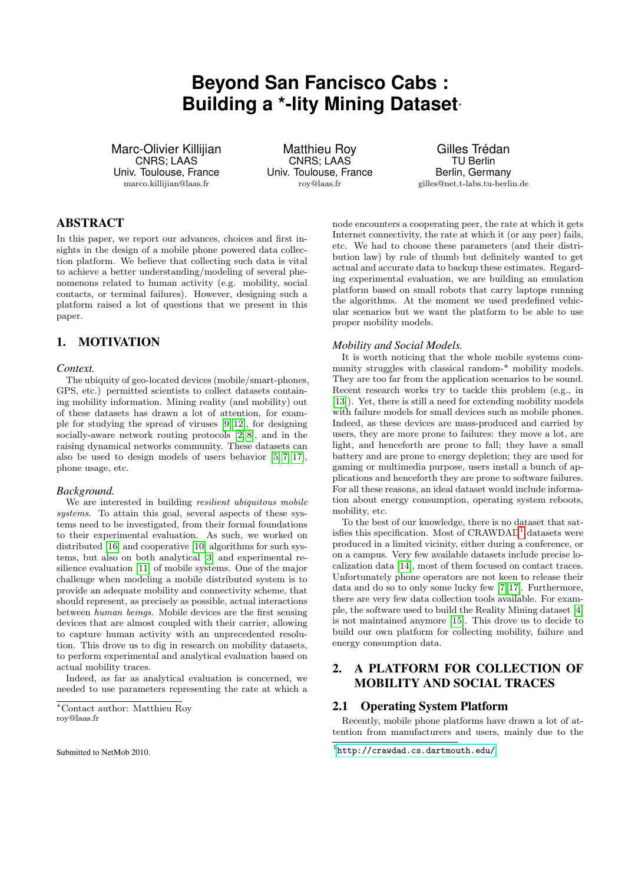# Beyond San Fancisco Cabs : Building a *-lity Mining Dataset*

Marc-Olivier Killijian
CNRS; LAAS
Univ. Toulouse, France
marco.killijian@laas.fr

Matthieu Roy
CNRS; LAAS
Univ. Toulouse, France
roy@laas.fr

Gilles Trédan
TU Berlin
Berlin, Germany
gilles@net.t-labs.tu-berlin.de

## ABSTRACT

In this paper, we report our advances, choices and first insights in the design of a mobile phone powered data collection platform. We believe that collecting such data is vital to achieve a better understanding/modeling of several phenomenons related to human activity (e.g. mobility, social contacts, or terminal failures). However, designing such a platform raised a lot of questions that we present in this paper.

## 1. MOTIVATION

### *Context.*

The ubiquity of geo-located devices (mobile/smart-phones, GPS, etc.) permitted scientists to collect datasets containing mobility information. Mining reality (and mobility) out of these datasets has drawn a lot of attention, for example for studying the spread of viruses [9, 12], for designing socially-aware network routing protocols [2, 8], and in the raising dynamical networks community. These datasets can also be used to design models of users behavior [5, 7, 17], phone usage, etc.

### *Background.*

We are interested in building *resilient ubiquitous mobile systems*. To attain this goal, several aspects of these systems need to be investigated, from their formal foundations to their experimental evaluation. As such, we worked on distributed [16] and cooperative [10] algorithms for such systems, but also on both analytical [3] and experimental resilience evaluation [11] of mobile systems. One of the major challenge when modeling a mobile distributed system is to provide an adequate mobility and connectivity scheme, that should represent, as precisely as possible, actual interactions between *human beings*. Mobile devices are the first sensing devices that are almost coupled with their carrier, allowing to capture human activity with an unprecedented resolution. This drove us to dig in research on mobility datasets, to perform experimental and analytical evaluation based on actual mobility traces.

Indeed, as far as analytical evaluation is concerned, we needed to use parameters representing the rate at which a node encounters a cooperating peer, the rate at which it gets Internet connectivity, the rate at which it (or any peer) fails, etc. We had to choose these parameters (and their distribution law) by rule of thumb but definitely wanted to get actual and accurate data to backup these estimates. Regarding experimental evaluation, we are building an emulation platform based on small robots that carry laptops running the algorithms. At the moment we used predefined vehicular scenarios but we want the platform to be able to use proper mobility models.

### *Mobility and Social Models.*

It is worth noticing that the whole mobile systems community struggles with classical random-* mobility models. They are too far from the application scenarios to be sound. Recent research works try to tackle this problem (e.g., in [13]). Yet, there is still a need for extending mobility models with failure models for small devices such as mobile phones. Indeed, as these devices are mass-produced and carried by users, they are more prone to failures: they move a lot, are light, and henceforth are prone to fall; they have a small battery and are prone to energy depletion; they are used for gaming or multimedia purpose, users install a bunch of applications and henceforth they are prone to software failures. For all these reasons, an ideal dataset would include information about energy consumption, operating system reboots, mobility, etc.

To the best of our knowledge, there is no dataset that satisfies this specification. Most of CRAWDAD[1] datasets were produced in a limited vicinity, either during a conference, or on a campus. Very few available datasets include precise localization data [14], most of them focused on contact traces. Unfortunately phone operators are not keen to release their data and do so to only some lucky few [7, 17]. Furthermore, there are very few data collection tools available. For example, the software used to build the Reality Mining dataset [4] is not maintained anymore [15]. This drove us to decide to build our own platform for collecting mobility, failure and energy consumption data.

## 2. A PLATFORM FOR COLLECTION OF MOBILITY AND SOCIAL TRACES

### 2.1 Operating System Platform

Recently, mobile phone platforms have drawn a lot of attention from manufacturers and users, mainly due to the

*Contact author: Matthieu Roy
roy@laas.fr

Submitted to NetMob 2010.

[1] http://crawdad.cs.dartmouth.edu/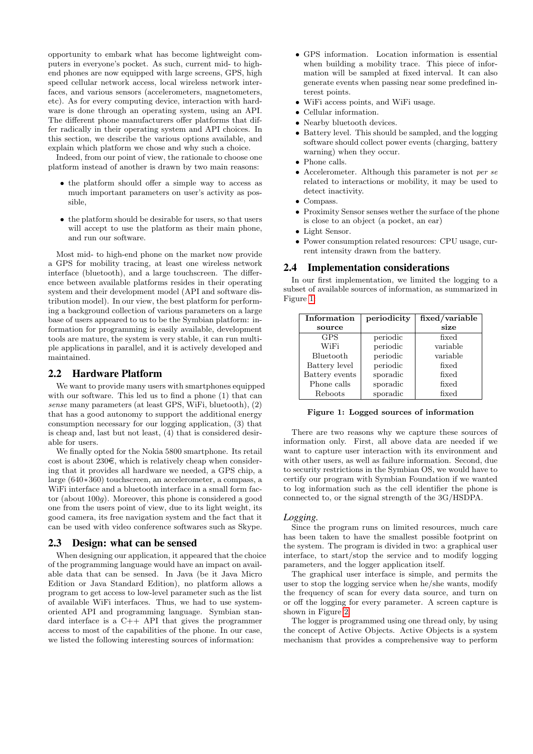opportunity to embark what has become lightweight computers in everyone's pocket. As such, current mid- to high-end phones are now equipped with large screens, GPS, high speed cellular network access, local wireless network interfaces, and various sensors (accelerometers, magnetometers, etc). As for every computing device, interaction with hardware is done through an operating system, using an API. The different phone manufacturers offer platforms that differ radically in their operating system and API choices. In this section, we describe the various options available, and explain which platform we chose and why such a choice.

Indeed, from our point of view, the rationale to choose one platform instead of another is drawn by two main reasons:

- the platform should offer a simple way to access as much important parameters on user's activity as possible,
- the platform should be desirable for users, so that users will accept to use the platform as their main phone, and run our software.

Most mid- to high-end phone on the market now provide a GPS for mobility tracing, at least one wireless network interface (bluetooth), and a large touchscreen. The difference between available platforms resides in their operating system and their development model (API and software distribution model). In our view, the best platform for performing a background collection of various parameters on a large base of users appeared to us to be the Symbian platform: information for programming is easily available, development tools are mature, the system is very stable, it can run multiple applications in parallel, and it is actively developed and maintained.

## 2.2 Hardware Platform

We want to provide many users with smartphones equipped with our software. This led us to find a phone (1) that can *sense* many parameters (at least GPS, WiFi, bluetooth), (2) that has a good autonomy to support the additional energy consumption necessary for our logging application, (3) that is cheap and, last but not least, (4) that is considered desirable for users.

We finally opted for the Nokia 5800 smartphone. Its retail cost is about 230€, which is relatively cheap when considering that it provides all hardware we needed, a GPS chip, a large ($640*360$) touchscreen, an accelerometer, a compass, a WiFi interface and a bluetooth interface in a small form factor (about $100g$). Moreover, this phone is considered a good one from the users point of view, due to its light weight, its good camera, its free navigation system and the fact that it can be used with video conference softwares such as Skype.

## 2.3 Design: what can be sensed

When designing our application, it appeared that the choice of the programming language would have an impact on available data that can be sensed. In Java (be it Java Micro Edition or Java Standard Edition), no platform allows a program to get access to low-level parameter such as the list of available WiFi interfaces. Thus, we had to use system-oriented API and programming language. Symbian standard interface is a C++ API that gives the programmer access to most of the capabilities of the phone. In our case, we listed the following interesting sources of information:

- GPS information. Location information is essential when building a mobility trace. This piece of information will be sampled at fixed interval. It can also generate events when passing near some predefined interest points.
- WiFi access points, and WiFi usage.
- Cellular information.
- Nearby bluetooth devices.
- Battery level. This should be sampled, and the logging software should collect power events (charging, battery warning) when they occur.
- Phone calls.
- Accelerometer. Although this parameter is not *per se* related to interactions or mobility, it may be used to detect inactivity.
- Compass.
- Proximity Sensor senses wether the surface of the phone is close to an object (a pocket, an ear)
- Light Sensor.
- Power consumption related resources: CPU usage, current intensity drawn from the battery.

## 2.4 Implementation considerations

In our first implementation, we limited the logging to a subset of available sources of information, as summarized in Figure 1.

| Information source | periodicity | fixed/variable size |
|---|---|---|
| GPS | periodic | fixed |
| WiFi | periodic | variable |
| Bluetooth | periodic | variable |
| Battery level | periodic | fixed |
| Battery events | sporadic | fixed |
| Phone calls | sporadic | fixed |
| Reboots | sporadic | fixed |

**Figure 1: Logged sources of information**

There are two reasons why we capture these sources of information only. First, all above data are needed if we want to capture user interaction with its environment and with other users, as well as failure information. Second, due to security restrictions in the Symbian OS, we would have to certify our program with Symbian Foundation if we wanted to log information such as the cell identifier the phone is connected to, or the signal strength of the 3G/HSDPA.

*Logging.*

Since the program runs on limited resources, much care has been taken to have the smallest possible footprint on the system. The program is divided in two: a graphical user interface, to start/stop the service and to modify logging parameters, and the logger application itself.

The graphical user interface is simple, and permits the user to stop the logging service when he/she wants, modify the frequency of scan for every data source, and turn on or off the logging for every parameter. A screen capture is shown in Figure 2.

The logger is programmed using one thread only, by using the concept of Active Objects. Active Objects is a system mechanism that provides a comprehensive way to perform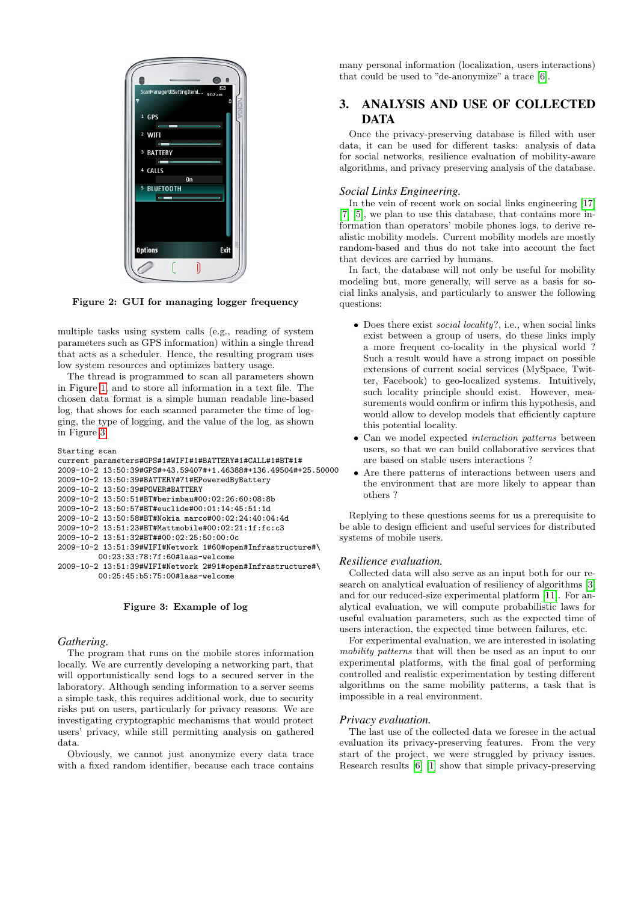Figure 2: GUI for managing logger frequency

multiple tasks using system calls (e.g., reading of system parameters such as GPS information) within a single thread that acts as a scheduler. Hence, the resulting program uses low system resources and optimizes battery usage.

The thread is programmed to scan all parameters shown in Figure 1, and to store all information in a text file. The chosen data format is a simple human readable line-based log, that shows for each scanned parameter the time of logging, the type of logging, and the value of the log, as shown in Figure 3.

```
Starting scan
current parameters#GPS#1#WIFI#1#BATTERY#1#CALL#1#BT#1#
2009-10-2 13:50:39#GPS#+43.59407#+1.46388#+136.49504#+25.50000
2009-10-2 13:50:39#BATTERY#71#EPoweredByBattery
2009-10-2 13:50:39#POWER#BATTERY
2009-10-2 13:50:51#BT#berimbau#00:02:26:60:08:8b
2009-10-2 13:50:57#BT#euclide#00:01:14:45:51:1d
2009-10-2 13:50:58#BT#Nokia marco#00:02:24:40:04:4d
2009-10-2 13:51:23#BT#Mattmobile#00:02:21:1f:fc:c3
2009-10-2 13:51:32#BT##00:02:25:50:00:0c
2009-10-2 13:51:39#WIFI#Network 1#60#open#Infrastructure#\
          00:23:33:78:7f:60#laas-welcome
2009-10-2 13:51:39#WIFI#Network 2#91#open#Infrastructure#\
          00:25:45:b5:75:00#laas-welcome
```

Figure 3: Example of log

### Gathering.

The program that runs on the mobile stores information locally. We are currently developing a networking part, that will opportunistically send logs to a secured server in the laboratory. Although sending information to a server seems a simple task, this requires additional work, due to security risks put on users, particularly for privacy reasons. We are investigating cryptographic mechanisms that would protect users' privacy, while still permitting analysis on gathered data.

Obviously, we cannot just anonymize every data trace with a fixed random identifier, because each trace contains many personal information (localization, users interactions) that could be used to "de-anonymize" a trace [6].

## 3. ANALYSIS AND USE OF COLLECTED DATA

Once the privacy-preserving database is filled with user data, it can be used for different tasks: analysis of data for social networks, resilience evaluation of mobility-aware algorithms, and privacy preserving analysis of the database.

### Social Links Engineering.

In the vein of recent work on social links engineering [17] [7] [5], we plan to use this database, that contains more information than operators' mobile phones logs, to derive realistic mobility models. Current mobility models are mostly random-based and thus do not take into account the fact that devices are carried by humans.

In fact, the database will not only be useful for mobility modeling but, more generally, will serve as a basis for social links analysis, and particularly to answer the following questions:

- Does there exist *social locality*?, i.e., when social links exist between a group of users, do these links imply a more frequent co-locality in the physical world ? Such a result would have a strong impact on possible extensions of current social services (MySpace, Twitter, Facebook) to geo-localized systems. Intuitively, such locality principle should exist. However, measurements would confirm or infirm this hypothesis, and would allow to develop models that efficiently capture this potential locality.
- Can we model expected *interaction patterns* between users, so that we can build collaborative services that are based on stable users interactions ?
- Are there patterns of interactions between users and the environment that are more likely to appear than others ?

Replying to these questions seems for us a prerequisite to be able to design efficient and useful services for distributed systems of mobile users.

### Resilience evaluation.

Collected data will also serve as an input both for our research on analytical evaluation of resiliency of algorithms [3] and for our reduced-size experimental platform [11]. For analytical evaluation, we will compute probabilistic laws for useful evaluation parameters, such as the expected time of users interaction, the expected time between failures, etc.

For experimental evaluation, we are interested in isolating *mobility patterns* that will then be used as an input to our experimental platforms, with the final goal of performing controlled and realistic experimentation by testing different algorithms on the same mobility patterns, a task that is impossible in a real environment.

### Privacy evaluation.

The last use of the collected data we foresee in the actual evaluation its privacy-preserving features. From the very start of the project, we were struggled by privacy issues. Research results [6] [1] show that simple privacy-preserving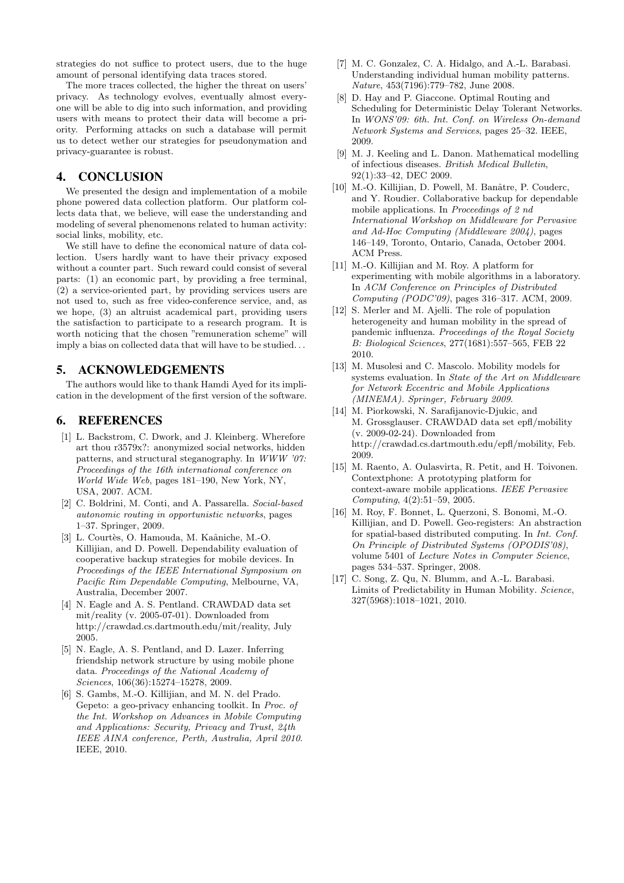strategies do not suffice to protect users, due to the huge amount of personal identifying data traces stored.

The more traces collected, the higher the threat on users' privacy. As technology evolves, eventually almost everyone will be able to dig into such information, and providing users with means to protect their data will become a priority. Performing attacks on such a database will permit us to detect wether our strategies for pseudonymation and privacy-guarantee is robust.

## 4. CONCLUSION

We presented the design and implementation of a mobile phone powered data collection platform. Our platform collects data that, we believe, will ease the understanding and modeling of several phenomenons related to human activity: social links, mobility, etc.

We still have to define the economical nature of data collection. Users hardly want to have their privacy exposed without a counter part. Such reward could consist of several parts: (1) an economic part, by providing a free terminal, (2) a service-oriented part, by providing services users are not used to, such as free video-conference service, and, as we hope, (3) an altruist academical part, providing users the satisfaction to participate to a research program. It is worth noticing that the chosen "remuneration scheme" will imply a bias on collected data that will have to be studied...

## 5. ACKNOWLEDGEMENTS

The authors would like to thank Hamdi Ayed for its implication in the development of the first version of the software.

## 6. REFERENCES

[1] L. Backstrom, C. Dwork, and J. Kleinberg. Wherefore art thou r3579x?: anonymized social networks, hidden patterns, and structural steganography. In *WWW '07: Proceedings of the 16th international conference on World Wide Web*, pages 181–190, New York, NY, USA, 2007. ACM.

[2] C. Boldrini, M. Conti, and A. Passarella. *Social-based autonomic routing in opportunistic networks*, pages 1–37. Springer, 2009.

[3] L. Courtès, O. Hamouda, M. Kaâniche, M.-O. Killijian, and D. Powell. Dependability evaluation of cooperative backup strategies for mobile devices. In *Proceedings of the IEEE International Symposium on Pacific Rim Dependable Computing*, Melbourne, VA, Australia, December 2007.

[4] N. Eagle and A. S. Pentland. CRAWDAD data set mit/reality (v. 2005-07-01). Downloaded from http://crawdad.cs.dartmouth.edu/mit/reality, July 2005.

[5] N. Eagle, A. S. Pentland, and D. Lazer. Inferring friendship network structure by using mobile phone data. *Proceedings of the National Academy of Sciences*, 106(36):15274–15278, 2009.

[6] S. Gambs, M.-O. Killijian, and M. N. del Prado. Gepeto: a geo-privacy enhancing toolkit. In *Proc. of the Int. Workshop on Advances in Mobile Computing and Applications: Security, Privacy and Trust, 24th IEEE AINA conference, Perth, Australia, April 2010*. IEEE, 2010.

[7] M. C. Gonzalez, C. A. Hidalgo, and A.-L. Barabasi. Understanding individual human mobility patterns. *Nature*, 453(7196):779–782, June 2008.

[8] D. Hay and P. Giaccone. Optimal Routing and Scheduling for Deterministic Delay Tolerant Networks. In *WONS'09: 6th. Int. Conf. on Wireless On-demand Network Systems and Services*, pages 25–32. IEEE, 2009.

[9] M. J. Keeling and L. Danon. Mathematical modelling of infectious diseases. *British Medical Bulletin*, 92(1):33–42, DEC 2009.

[10] M.-O. Killijian, D. Powell, M. Banâtre, P. Couderc, and Y. Roudier. Collaborative backup for dependable mobile applications. In *Proceedings of 2 nd International Workshop on Middleware for Pervasive and Ad-Hoc Computing (Middleware 2004)*, pages 146–149, Toronto, Ontario, Canada, October 2004. ACM Press.

[11] M.-O. Killijian and M. Roy. A platform for experimenting with mobile algorithms in a laboratory. In *ACM Conference on Principles of Distributed Computing (PODC'09)*, pages 316–317. ACM, 2009.

[12] S. Merler and M. Ajelli. The role of population heterogeneity and human mobility in the spread of pandemic influenza. *Proceedings of the Royal Society B: Biological Sciences*, 277(1681):557–565, FEB 22 2010.

[13] M. Musolesi and C. Mascolo. Mobility models for systems evaluation. In *State of the Art on Middleware for Network Eccentric and Mobile Applications (MINEMA). Springer, February 2009.*

[14] M. Piorkowski, N. Sarafijanovic-Djukic, and M. Grossglauser. CRAWDAD data set epfl/mobility (v. 2009-02-24). Downloaded from http://crawdad.cs.dartmouth.edu/epfl/mobility, Feb. 2009.

[15] M. Raento, A. Oulasvirta, R. Petit, and H. Toivonen. Contextphone: A prototyping platform for context-aware mobile applications. *IEEE Pervasive Computing*, 4(2):51–59, 2005.

[16] M. Roy, F. Bonnet, L. Querzoni, S. Bonomi, M.-O. Killijian, and D. Powell. Geo-registers: An abstraction for spatial-based distributed computing. In *Int. Conf. On Principle of Distributed Systems (OPODIS'08)*, volume 5401 of *Lecture Notes in Computer Science*, pages 534–537. Springer, 2008.

[17] C. Song, Z. Qu, N. Blumm, and A.-L. Barabasi. Limits of Predictability in Human Mobility. *Science*, 327(5968):1018–1021, 2010.